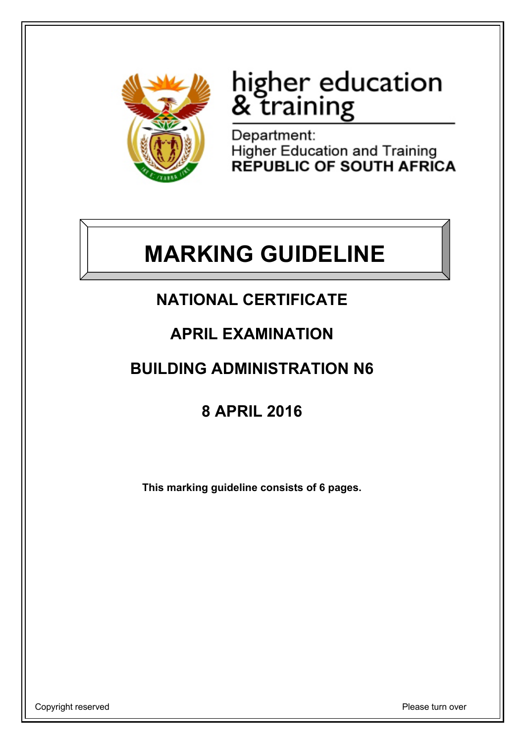higher education
& training

Department:
Higher Education and Training
**REPUBLIC OF SOUTH AFRICA**

# MARKING GUIDELINE

## NATIONAL CERTIFICATE

## APRIL EXAMINATION

## BUILDING ADMINISTRATION N6

## 8 APRIL 2016

**This marking guideline consists of 6 pages.**

Copyright reserved

Please turn over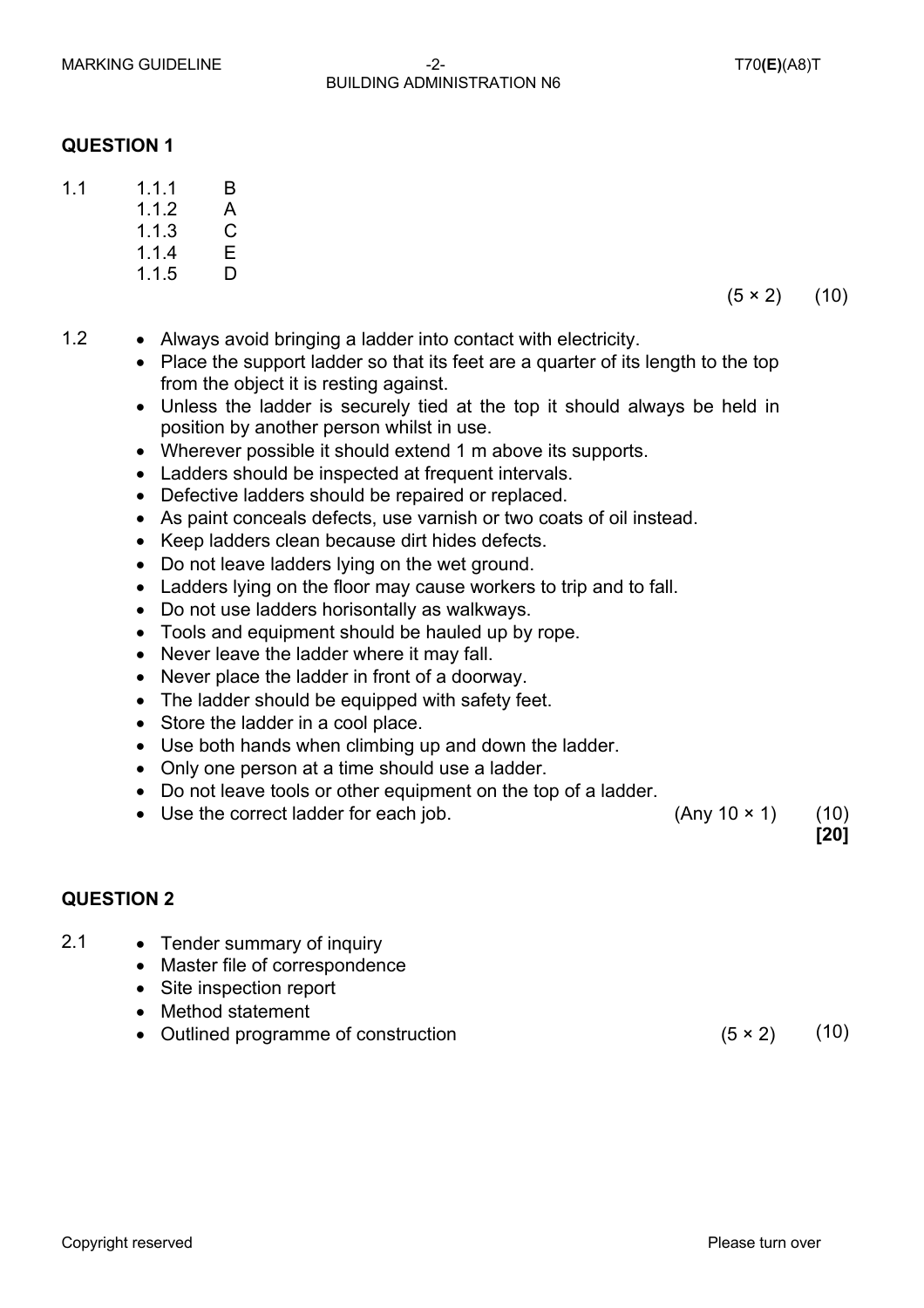## QUESTION 1

1.1

| | |
|---|---|
| 1.1.1 | B |
| 1.1.2 | A |
| 1.1.3 | C |
| 1.1.4 | E |
| 1.1.5 | D |

(5 × 2) (10)

1.2

- Always avoid bringing a ladder into contact with electricity.
- Place the support ladder so that its feet are a quarter of its length to the top from the object it is resting against.
- Unless the ladder is securely tied at the top it should always be held in position by another person whilst in use.
- Wherever possible it should extend 1 m above its supports.
- Ladders should be inspected at frequent intervals.
- Defective ladders should be repaired or replaced.
- As paint conceals defects, use varnish or two coats of oil instead.
- Keep ladders clean because dirt hides defects.
- Do not leave ladders lying on the wet ground.
- Ladders lying on the floor may cause workers to trip and to fall.
- Do not use ladders horisontally as walkways.
- Tools and equipment should be hauled up by rope.
- Never leave the ladder where it may fall.
- Never place the ladder in front of a doorway.
- The ladder should be equipped with safety feet.
- Store the ladder in a cool place.
- Use both hands when climbing up and down the ladder.
- Only one person at a time should use a ladder.
- Do not leave tools or other equipment on the top of a ladder.
- Use the correct ladder for each job. (Any 10 × 1) (10)

**[20]**

## QUESTION 2

2.1

- Tender summary of inquiry
- Master file of correspondence
- Site inspection report
- Method statement
- Outlined programme of construction (5 × 2) (10)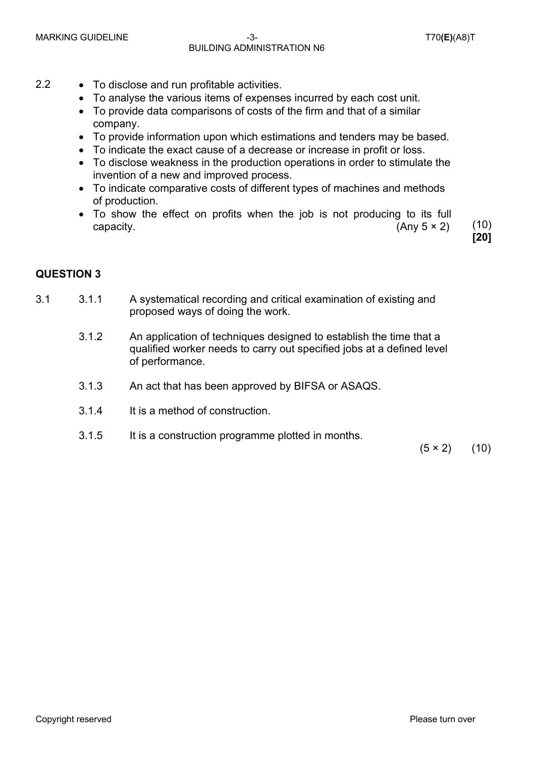2.2
- To disclose and run profitable activities.
- To analyse the various items of expenses incurred by each cost unit.
- To provide data comparisons of costs of the firm and that of a similar company.
- To provide information upon which estimations and tenders may be based.
- To indicate the exact cause of a decrease or increase in profit or loss.
- To disclose weakness in the production operations in order to stimulate the invention of a new and improved process.
- To indicate comparative costs of different types of machines and methods of production.
- To show the effect on profits when the job is not producing to its full capacity. (Any 5 × 2) (10)

**[20]**

## QUESTION 3

3.1

3.1.1 A systematical recording and critical examination of existing and proposed ways of doing the work.

3.1.2 An application of techniques designed to establish the time that a qualified worker needs to carry out specified jobs at a defined level of performance.

3.1.3 An act that has been approved by BIFSA or ASAQS.

3.1.4 It is a method of construction.

3.1.5 It is a construction programme plotted in months.

(5 × 2) (10)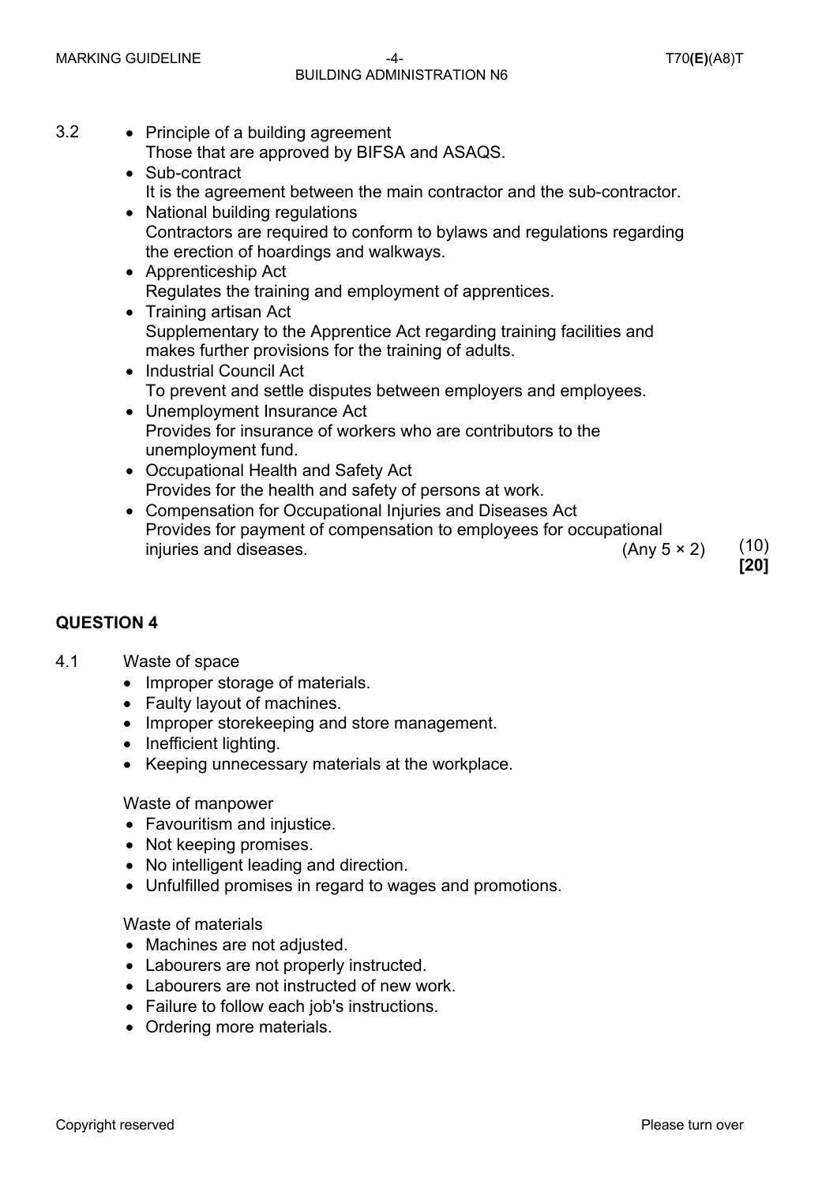3.2

- Principle of a building agreement
  Those that are approved by BIFSA and ASAQS.
- Sub-contract
  It is the agreement between the main contractor and the sub-contractor.
- National building regulations
  Contractors are required to conform to bylaws and regulations regarding the erection of hoardings and walkways.
- Apprenticeship Act
  Regulates the training and employment of apprentices.
- Training artisan Act
  Supplementary to the Apprentice Act regarding training facilities and makes further provisions for the training of adults.
- Industrial Council Act
  To prevent and settle disputes between employers and employees.
- Unemployment Insurance Act
  Provides for insurance of workers who are contributors to the unemployment fund.
- Occupational Health and Safety Act
  Provides for the health and safety of persons at work.
- Compensation for Occupational Injuries and Diseases Act
  Provides for payment of compensation to employees for occupational injuries and diseases. (Any 5 × 2) (10)

**[20]**

## QUESTION 4

4.1 Waste of space

- Improper storage of materials.
- Faulty layout of machines.
- Improper storekeeping and store management.
- Inefficient lighting.
- Keeping unnecessary materials at the workplace.

Waste of manpower

- Favouritism and injustice.
- Not keeping promises.
- No intelligent leading and direction.
- Unfulfilled promises in regard to wages and promotions.

Waste of materials

- Machines are not adjusted.
- Labourers are not properly instructed.
- Labourers are not instructed of new work.
- Failure to follow each job's instructions.
- Ordering more materials.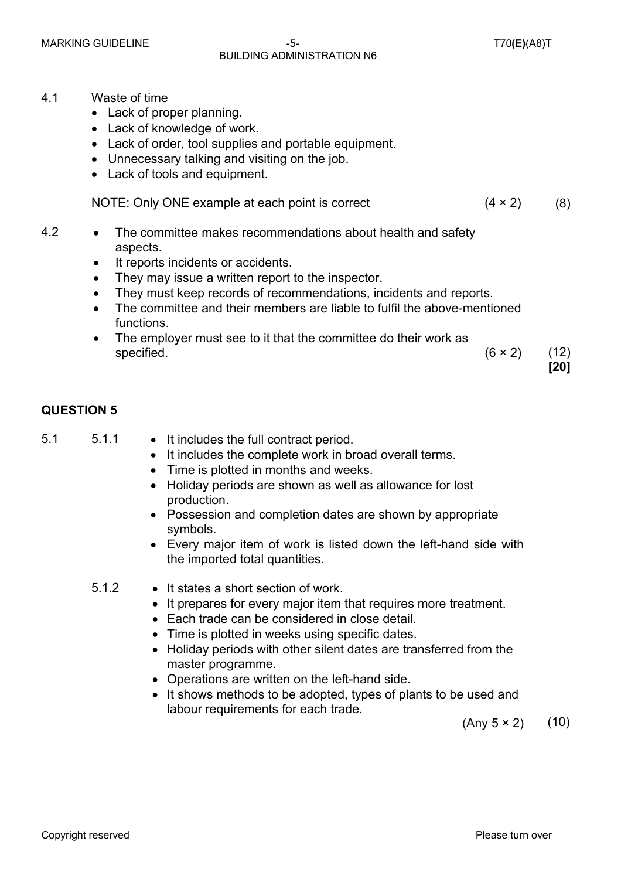4.1 Waste of time

- Lack of proper planning.
- Lack of knowledge of work.
- Lack of order, tool supplies and portable equipment.
- Unnecessary talking and visiting on the job.
- Lack of tools and equipment.

NOTE: Only ONE example at each point is correct (4 × 2) (8)

4.2

- The committee makes recommendations about health and safety aspects.
- It reports incidents or accidents.
- They may issue a written report to the inspector.
- They must keep records of recommendations, incidents and reports.
- The committee and their members are liable to fulfil the above-mentioned functions.
- The employer must see to it that the committee do their work as specified. (6 × 2) (12)

**[20]**

## QUESTION 5

5.1

5.1.1

- It includes the full contract period.
- It includes the complete work in broad overall terms.
- Time is plotted in months and weeks.
- Holiday periods are shown as well as allowance for lost production.
- Possession and completion dates are shown by appropriate symbols.
- Every major item of work is listed down the left-hand side with the imported total quantities.

5.1.2

- It states a short section of work.
- It prepares for every major item that requires more treatment.
- Each trade can be considered in close detail.
- Time is plotted in weeks using specific dates.
- Holiday periods with other silent dates are transferred from the master programme.
- Operations are written on the left-hand side.
- It shows methods to be adopted, types of plants to be used and labour requirements for each trade.

(Any 5 × 2) (10)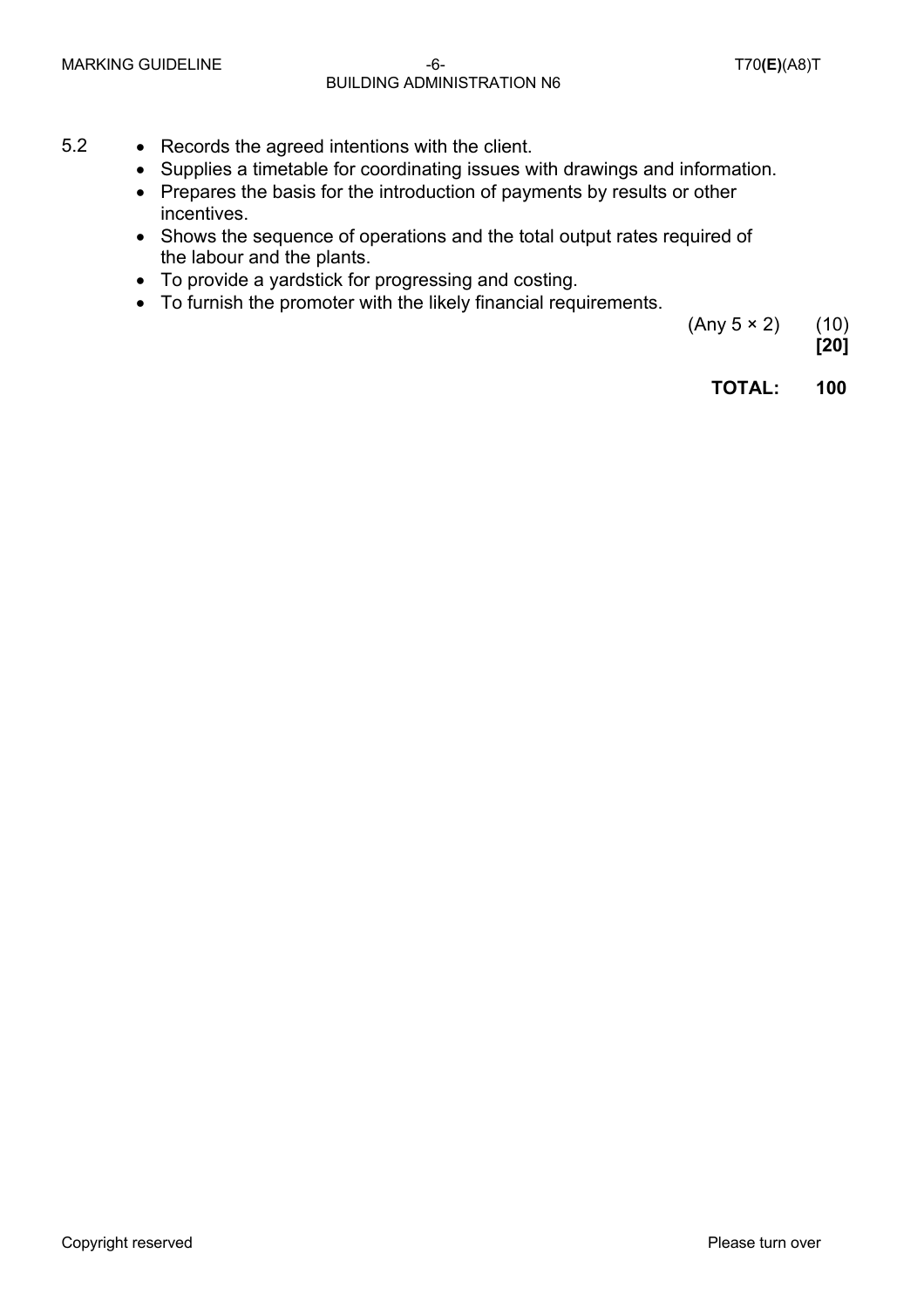5.2

- Records the agreed intentions with the client.
- Supplies a timetable for coordinating issues with drawings and information.
- Prepares the basis for the introduction of payments by results or other incentives.
- Shows the sequence of operations and the total output rates required of the labour and the plants.
- To provide a yardstick for progressing and costing.
- To furnish the promoter with the likely financial requirements.

(Any 5 × 2) (10)
**[20]**

**TOTAL: 100**